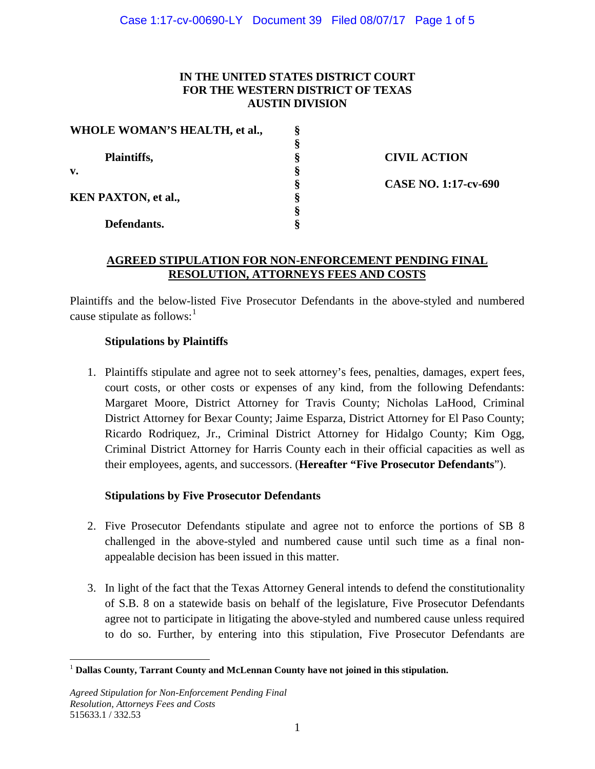**IN THE UNITED STATES DISTRICT COURT**
**FOR THE WESTERN DISTRICT OF TEXAS**
**AUSTIN DIVISION**

| | | |
|---|---|---|
| **WHOLE WOMAN'S HEALTH, et al.,** | § | |
| | § | |
| **Plaintiffs,** | § | **CIVIL ACTION** |
| **v.** | § | |
| | § | **CASE NO. 1:17-cv-690** |
| **KEN PAXTON, et al.,** | § | |
| | § | |
| **Defendants.** | § | |

**AGREED STIPULATION FOR NON-ENFORCEMENT PENDING FINAL RESOLUTION, ATTORNEYS FEES AND COSTS**

Plaintiffs and the below-listed Five Prosecutor Defendants in the above-styled and numbered cause stipulate as follows:[1]

**Stipulations by Plaintiffs**

1. Plaintiffs stipulate and agree not to seek attorney's fees, penalties, damages, expert fees, court costs, or other costs or expenses of any kind, from the following Defendants: Margaret Moore, District Attorney for Travis County; Nicholas LaHood, Criminal District Attorney for Bexar County; Jaime Esparza, District Attorney for El Paso County; Ricardo Rodriquez, Jr., Criminal District Attorney for Hidalgo County; Kim Ogg, Criminal District Attorney for Harris County each in their official capacities as well as their employees, agents, and successors. (**Hereafter "Five Prosecutor Defendants**").

**Stipulations by Five Prosecutor Defendants**

2. Five Prosecutor Defendants stipulate and agree not to enforce the portions of SB 8 challenged in the above-styled and numbered cause until such time as a final non-appealable decision has been issued in this matter.

3. In light of the fact that the Texas Attorney General intends to defend the constitutionality of S.B. 8 on a statewide basis on behalf of the legislature, Five Prosecutor Defendants agree not to participate in litigating the above-styled and numbered cause unless required to do so. Further, by entering into this stipulation, Five Prosecutor Defendants are

[1] **Dallas County, Tarrant County and McLennan County have not joined in this stipulation.**

*Agreed Stipulation for Non-Enforcement Pending Final Resolution, Attorneys Fees and Costs*
515633.1 / 332.53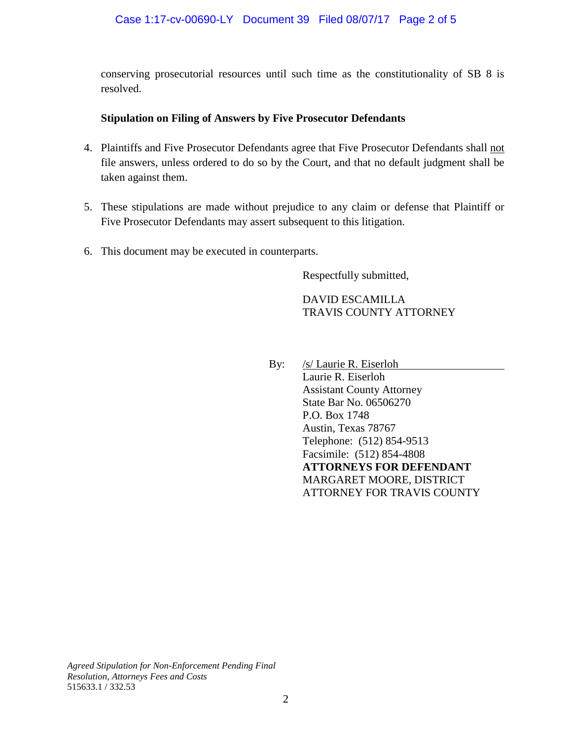conserving prosecutorial resources until such time as the constitutionality of SB 8 is resolved.

**Stipulation on Filing of Answers by Five Prosecutor Defendants**

4. Plaintiffs and Five Prosecutor Defendants agree that Five Prosecutor Defendants shall not file answers, unless ordered to do so by the Court, and that no default judgment shall be taken against them.

5. These stipulations are made without prejudice to any claim or defense that Plaintiff or Five Prosecutor Defendants may assert subsequent to this litigation.

6. This document may be executed in counterparts.

Respectfully submitted,

DAVID ESCAMILLA
TRAVIS COUNTY ATTORNEY

By: /s/ Laurie R. Eiserloh
Laurie R. Eiserloh
Assistant County Attorney
State Bar No. 06506270
P.O. Box 1748
Austin, Texas 78767
Telephone: (512) 854-9513
Facsimile: (512) 854-4808
**ATTORNEYS FOR DEFENDANT**
MARGARET MOORE, DISTRICT ATTORNEY FOR TRAVIS COUNTY

*Agreed Stipulation for Non-Enforcement Pending Final Resolution, Attorneys Fees and Costs*
515633.1 / 332.53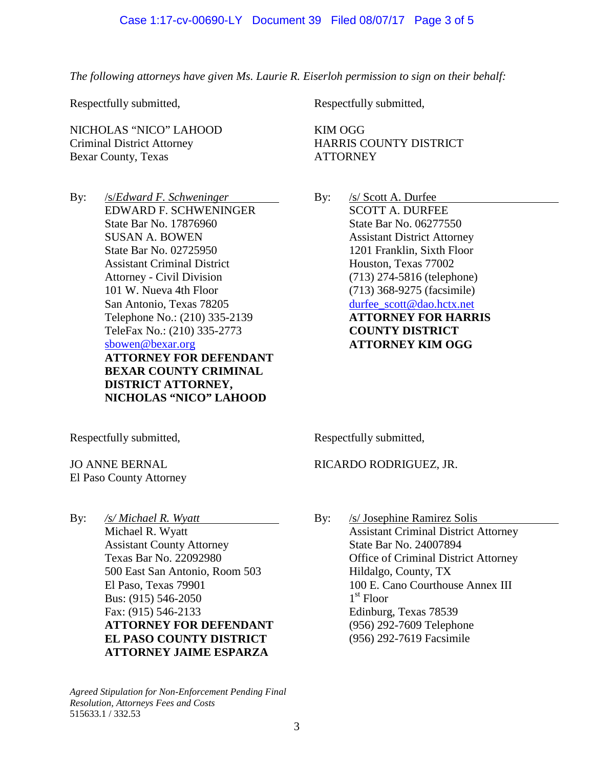*The following attorneys have given Ms. Laurie R. Eiserloh permission to sign on their behalf:*

Respectfully submitted,

NICHOLAS "NICO" LAHOOD
Criminal District Attorney
Bexar County, Texas

By: /s/*Edward F. Schweninger*
EDWARD F. SCHWENINGER
State Bar No. 17876960
SUSAN A. BOWEN
State Bar No. 02725950
Assistant Criminal District
Attorney - Civil Division
101 W. Nueva 4th Floor
San Antonio, Texas 78205
Telephone No.: (210) 335-2139
TeleFax No.: (210) 335-2773
sbowen@bexar.org
**ATTORNEY FOR DEFENDANT BEXAR COUNTY CRIMINAL DISTRICT ATTORNEY, NICHOLAS "NICO" LAHOOD**

Respectfully submitted,

KIM OGG
HARRIS COUNTY DISTRICT ATTORNEY

By: /s/ Scott A. Durfee
SCOTT A. DURFEE
State Bar No. 06277550
Assistant District Attorney
1201 Franklin, Sixth Floor
Houston, Texas 77002
(713) 274-5816 (telephone)
(713) 368-9275 (facsimile)
durfee_scott@dao.hctx.net
**ATTORNEY FOR HARRIS COUNTY DISTRICT ATTORNEY KIM OGG**

Respectfully submitted,

JO ANNE BERNAL
El Paso County Attorney

By: */s/ Michael R. Wyatt*
Michael R. Wyatt
Assistant County Attorney
Texas Bar No. 22092980
500 East San Antonio, Room 503
El Paso, Texas 79901
Bus: (915) 546-2050
Fax: (915) 546-2133
**ATTORNEY FOR DEFENDANT EL PASO COUNTY DISTRICT ATTORNEY JAIME ESPARZA**

Respectfully submitted,

RICARDO RODRIGUEZ, JR.

By: /s/ Josephine Ramirez Solis
Assistant Criminal District Attorney
State Bar No. 24007894
Office of Criminal District Attorney
Hildalgo, County, TX
100 E. Cano Courthouse Annex III
1st Floor
Edinburg, Texas 78539
(956) 292-7609 Telephone
(956) 292-7619 Facsimile

*Agreed Stipulation for Non-Enforcement Pending Final Resolution, Attorneys Fees and Costs*
515633.1 / 332.53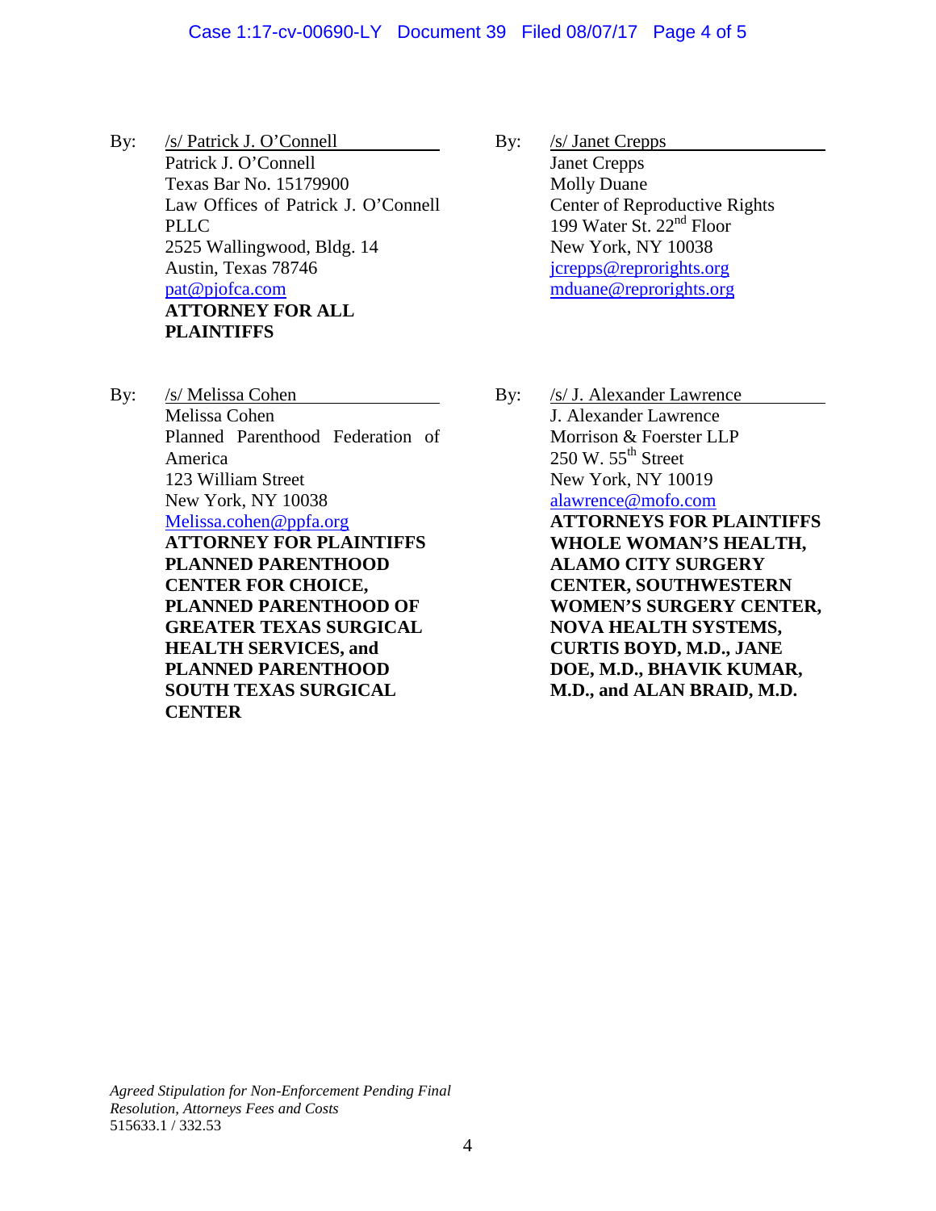By: /s/ Patrick J. O'Connell
Patrick J. O'Connell
Texas Bar No. 15179900
Law Offices of Patrick J. O'Connell PLLC
2525 Wallingwood, Bldg. 14
Austin, Texas 78746
pat@pjofca.com
**ATTORNEY FOR ALL PLAINTIFFS**

By: /s/ Janet Crepps
Janet Crepps
Molly Duane
Center of Reproductive Rights
199 Water St. 22nd Floor
New York, NY 10038
jcrepps@reprorights.org
mduane@reprorights.org

By: /s/ Melissa Cohen
Melissa Cohen
Planned Parenthood Federation of America
123 William Street
New York, NY 10038
Melissa.cohen@ppfa.org
**ATTORNEY FOR PLAINTIFFS PLANNED PARENTHOOD CENTER FOR CHOICE, PLANNED PARENTHOOD OF GREATER TEXAS SURGICAL HEALTH SERVICES, and PLANNED PARENTHOOD SOUTH TEXAS SURGICAL CENTER**

By: /s/ J. Alexander Lawrence
J. Alexander Lawrence
Morrison & Foerster LLP
250 W. 55th Street
New York, NY 10019
alawrence@mofo.com
**ATTORNEYS FOR PLAINTIFFS WHOLE WOMAN'S HEALTH, ALAMO CITY SURGERY CENTER, SOUTHWESTERN WOMEN'S SURGERY CENTER, NOVA HEALTH SYSTEMS, CURTIS BOYD, M.D., JANE DOE, M.D., BHAVIK KUMAR, M.D., and ALAN BRAID, M.D.**

*Agreed Stipulation for Non-Enforcement Pending Final Resolution, Attorneys Fees and Costs*
515633.1 / 332.53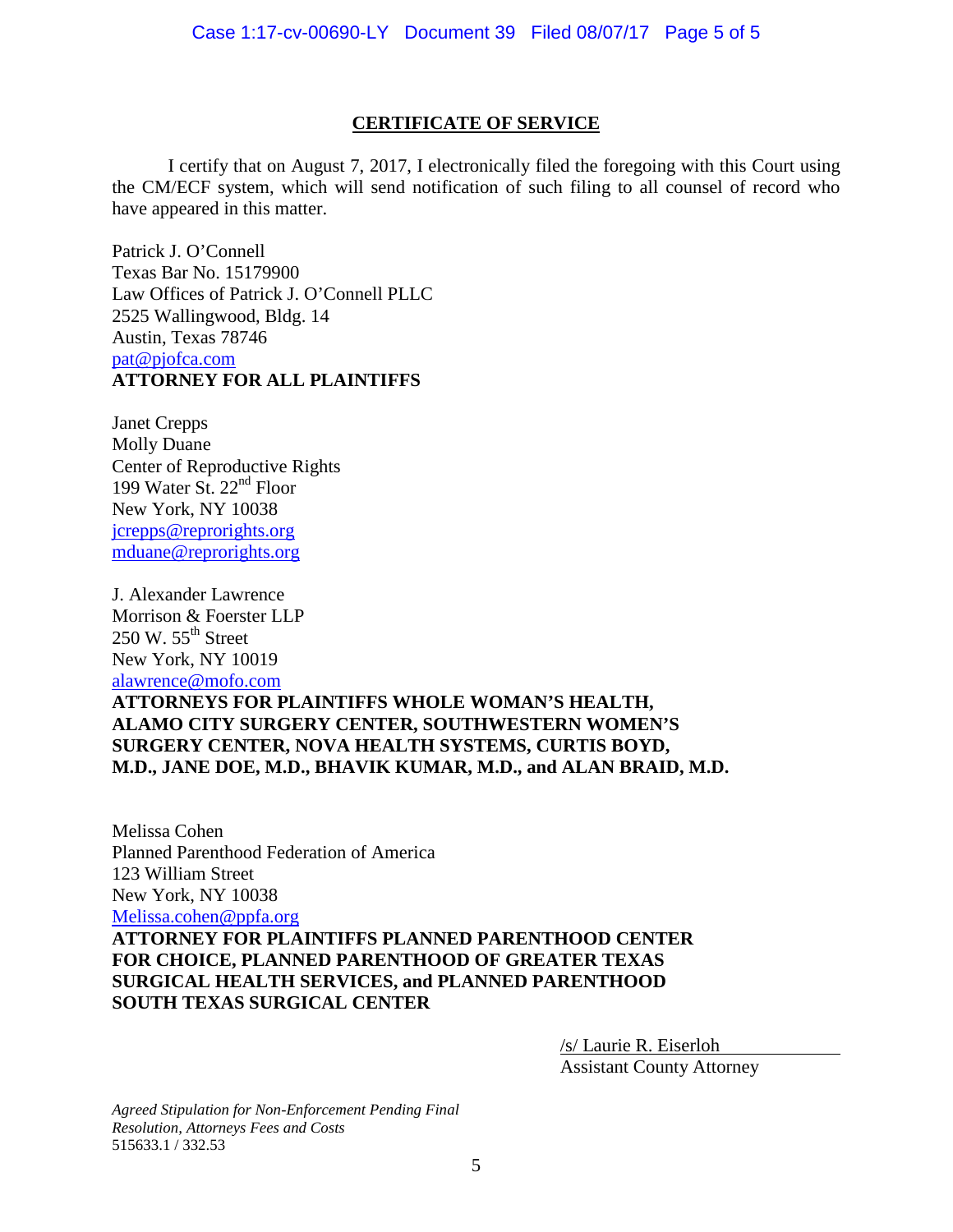## CERTIFICATE OF SERVICE

I certify that on August 7, 2017, I electronically filed the foregoing with this Court using the CM/ECF system, which will send notification of such filing to all counsel of record who have appeared in this matter.

Patrick J. O'Connell
Texas Bar No. 15179900
Law Offices of Patrick J. O'Connell PLLC
2525 Wallingwood, Bldg. 14
Austin, Texas 78746
pat@pjofca.com
**ATTORNEY FOR ALL PLAINTIFFS**

Janet Crepps
Molly Duane
Center of Reproductive Rights
199 Water St. 22nd Floor
New York, NY 10038
jcrepps@reprorights.org
mduane@reprorights.org

J. Alexander Lawrence
Morrison & Foerster LLP
250 W. 55th Street
New York, NY 10019
alawrence@mofo.com
**ATTORNEYS FOR PLAINTIFFS WHOLE WOMAN'S HEALTH, ALAMO CITY SURGERY CENTER, SOUTHWESTERN WOMEN'S SURGERY CENTER, NOVA HEALTH SYSTEMS, CURTIS BOYD, M.D., JANE DOE, M.D., BHAVIK KUMAR, M.D., and ALAN BRAID, M.D.**

Melissa Cohen
Planned Parenthood Federation of America
123 William Street
New York, NY 10038
Melissa.cohen@ppfa.org
**ATTORNEY FOR PLAINTIFFS PLANNED PARENTHOOD CENTER FOR CHOICE, PLANNED PARENTHOOD OF GREATER TEXAS SURGICAL HEALTH SERVICES, and PLANNED PARENTHOOD SOUTH TEXAS SURGICAL CENTER**

/s/ Laurie R. Eiserloh
Assistant County Attorney

*Agreed Stipulation for Non-Enforcement Pending Final Resolution, Attorneys Fees and Costs*
515633.1 / 332.53